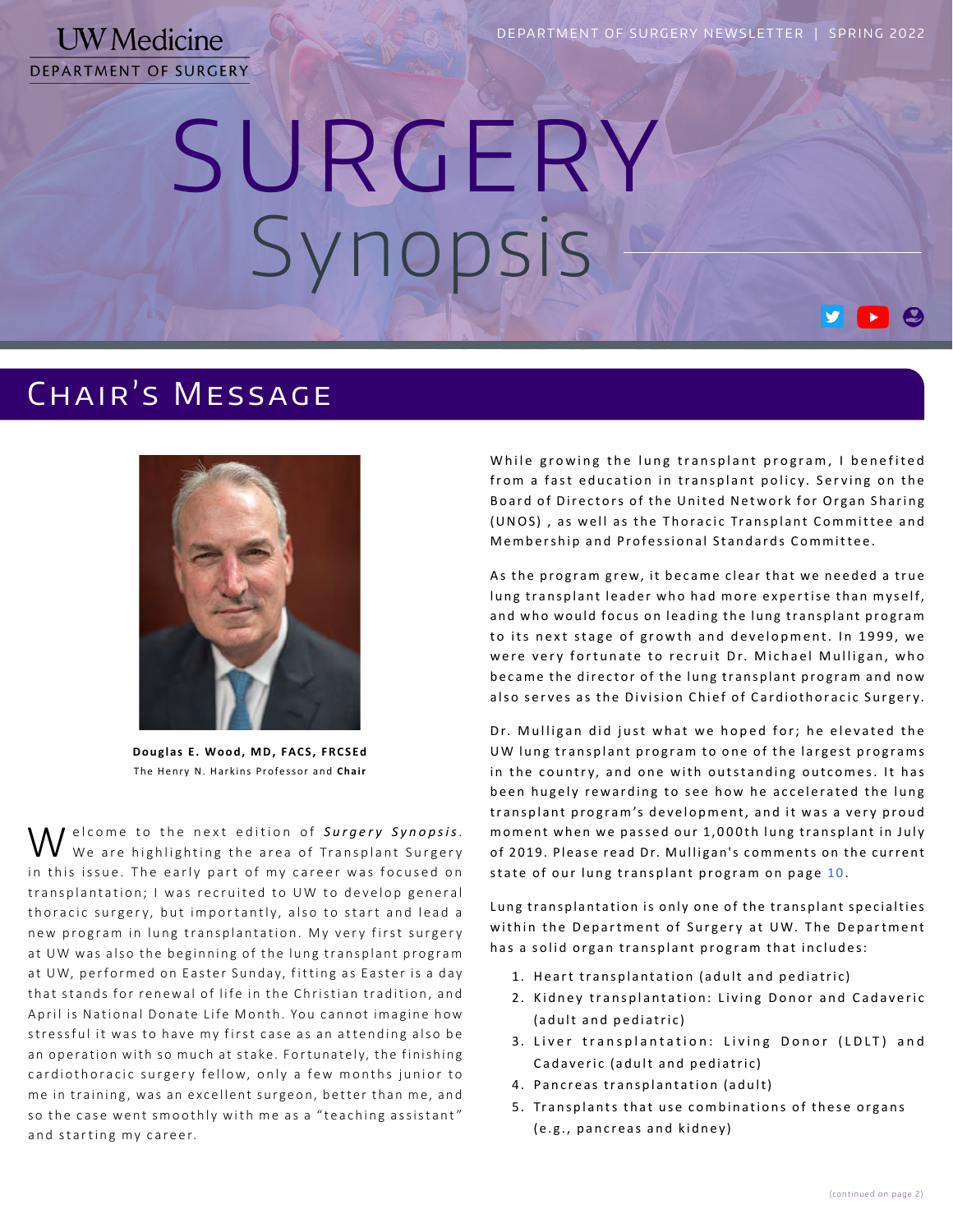UW Medicine
DEPARTMENT OF SURGERY

DEPARTMENT OF SURGERY NEWSLETTER | SPRING 2022

# SURGERY Synopsis

## Chair's Message

**Douglas E. Wood, MD, FACS, FRCSEd**
The Henry N. Harkins Professor and **Chair**

Welcome to the next edition of ***Surgery Synopsis***. We are highlighting the area of Transplant Surgery in this issue. The early part of my career was focused on transplantation; I was recruited to UW to develop general thoracic surgery, but importantly, also to start and lead a new program in lung transplantation. My very first surgery at UW was also the beginning of the lung transplant program at UW, performed on Easter Sunday, fitting as Easter is a day that stands for renewal of life in the Christian tradition, and April is National Donate Life Month. You cannot imagine how stressful it was to have my first case as an attending also be an operation with so much at stake. Fortunately, the finishing cardiothoracic surgery fellow, only a few months junior to me in training, was an excellent surgeon, better than me, and so the case went smoothly with me as a "teaching assistant" and starting my career.

While growing the lung transplant program, I benefited from a fast education in transplant policy. Serving on the Board of Directors of the United Network for Organ Sharing (UNOS) , as well as the Thoracic Transplant Committee and Membership and Professional Standards Committee.

As the program grew, it became clear that we needed a true lung transplant leader who had more expertise than myself, and who would focus on leading the lung transplant program to its next stage of growth and development. In 1999, we were very fortunate to recruit Dr. Michael Mulligan, who became the director of the lung transplant program and now also serves as the Division Chief of Cardiothoracic Surgery.

Dr. Mulligan did just what we hoped for; he elevated the UW lung transplant program to one of the largest programs in the country, and one with outstanding outcomes. It has been hugely rewarding to see how he accelerated the lung transplant program's development, and it was a very proud moment when we passed our 1,000th lung transplant in July of 2019. Please read Dr. Mulligan's comments on the current state of our lung transplant program on page 10.

Lung transplantation is only one of the transplant specialties within the Department of Surgery at UW. The Department has a solid organ transplant program that includes:

1. Heart transplantation (adult and pediatric)
2. Kidney transplantation: Living Donor and Cadaveric (adult and pediatric)
3. Liver transplantation: Living Donor (LDLT) and Cadaveric (adult and pediatric)
4. Pancreas transplantation (adult)
5. Transplants that use combinations of these organs (e.g., pancreas and kidney)

(continued on page 2)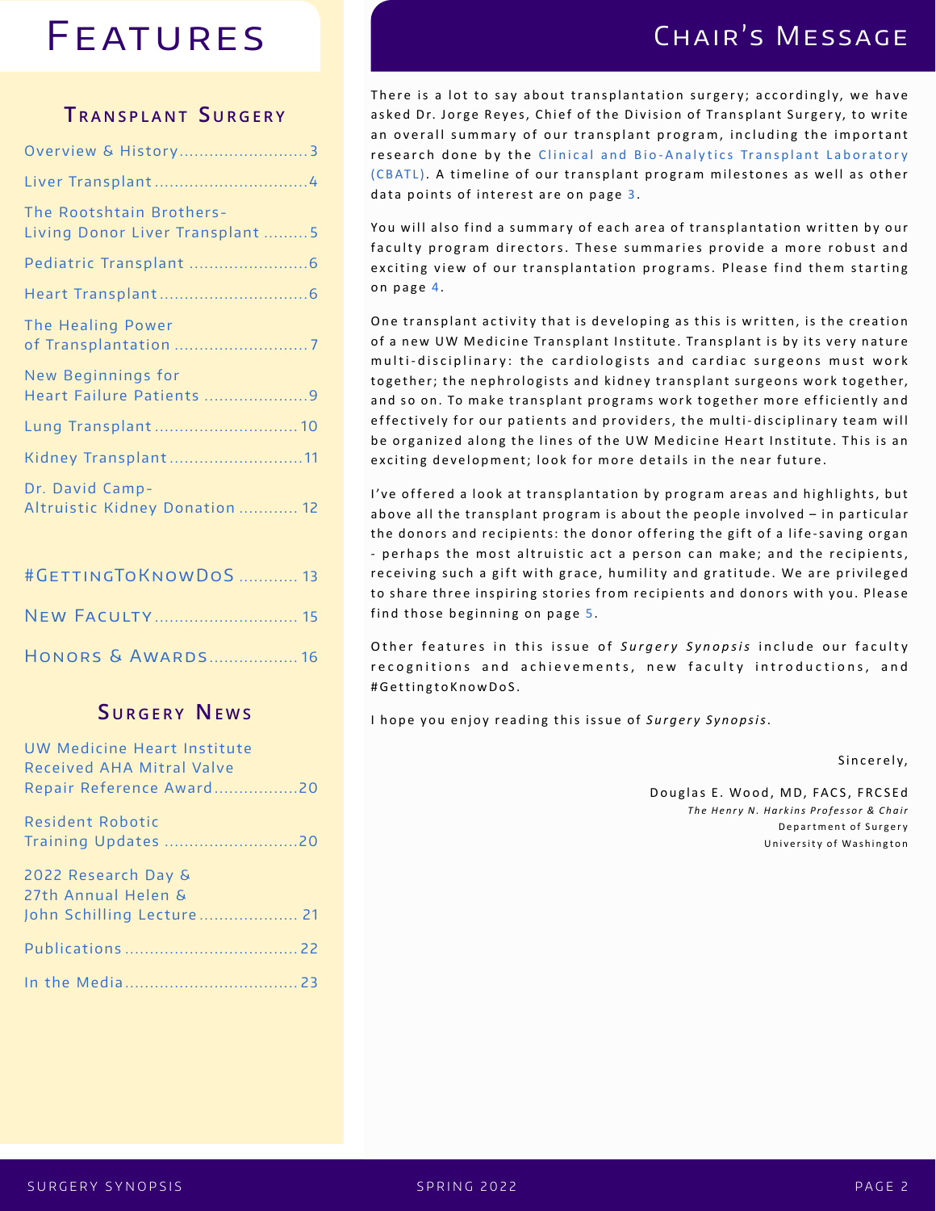# Features

## Transplant Surgery

- Overview & History......................3
- Liver Transplant......................4
- The Rootshtain Brothers- Living Donor Liver Transplant......................5
- Pediatric Transplant......................6
- Heart Transplant......................6
- The Healing Power of Transplantation......................7
- New Beginnings for Heart Failure Patients......................9
- Lung Transplant......................10
- Kidney Transplant......................11
- Dr. David Camp- Altruistic Kidney Donation......................12

- #GettingToKnowDoS......................13
- New Faculty......................15
- Honors & Awards......................16

## Surgery News

- UW Medicine Heart Institute Received AHA Mitral Valve Repair Reference Award......................20
- Resident Robotic Training Updates......................20
- 2022 Research Day & 27th Annual Helen & John Schilling Lecture......................21
- Publications......................22
- In the Media......................23

# Chair's Message

There is a lot to say about transplantation surgery; accordingly, we have asked Dr. Jorge Reyes, Chief of the Division of Transplant Surgery, to write an overall summary of our transplant program, including the important research done by the Clinical and Bio-Analytics Transplant Laboratory (CBATL). A timeline of our transplant program milestones as well as other data points of interest are on page 3.

You will also find a summary of each area of transplantation written by our faculty program directors. These summaries provide a more robust and exciting view of our transplantation programs. Please find them starting on page 4.

One transplant activity that is developing as this is written, is the creation of a new UW Medicine Transplant Institute. Transplant is by its very nature multi-disciplinary: the cardiologists and cardiac surgeons must work together; the nephrologists and kidney transplant surgeons work together, and so on. To make transplant programs work together more efficiently and effectively for our patients and providers, the multi-disciplinary team will be organized along the lines of the UW Medicine Heart Institute. This is an exciting development; look for more details in the near future.

I've offered a look at transplantation by program areas and highlights, but above all the transplant program is about the people involved – in particular the donors and recipients: the donor offering the gift of a life-saving organ - perhaps the most altruistic act a person can make; and the recipients, receiving such a gift with grace, humility and gratitude. We are privileged to share three inspiring stories from recipients and donors with you. Please find those beginning on page 5.

Other features in this issue of *Surgery Synopsis* include our faculty recognitions and achievements, new faculty introductions, and #GettingtoKnowDoS.

I hope you enjoy reading this issue of *Surgery Synopsis*.

Sincerely,

Douglas E. Wood, MD, FACS, FRCSEd
*The Henry N. Harkins Professor & Chair*
Department of Surgery
University of Washington